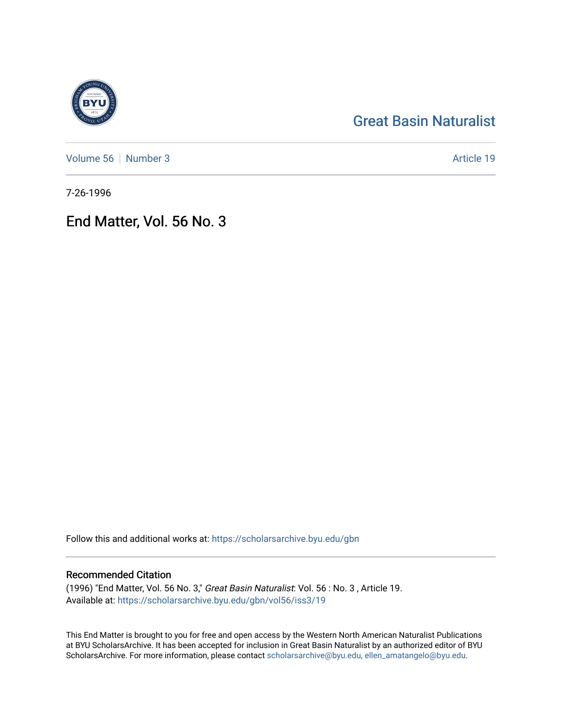# Great Basin Naturalist

Volume 56 | Number 3 | Article 19

7-26-1996

## End Matter, Vol. 56 No. 3

Follow this and additional works at: https://scholarsarchive.byu.edu/gbn

### Recommended Citation

(1996) "End Matter, Vol. 56 No. 3," *Great Basin Naturalist*: Vol. 56 : No. 3 , Article 19.
Available at: https://scholarsarchive.byu.edu/gbn/vol56/iss3/19

This End Matter is brought to you for free and open access by the Western North American Naturalist Publications at BYU ScholarsArchive. It has been accepted for inclusion in Great Basin Naturalist by an authorized editor of BYU ScholarsArchive. For more information, please contact scholarsarchive@byu.edu, ellen_amatangelo@byu.edu.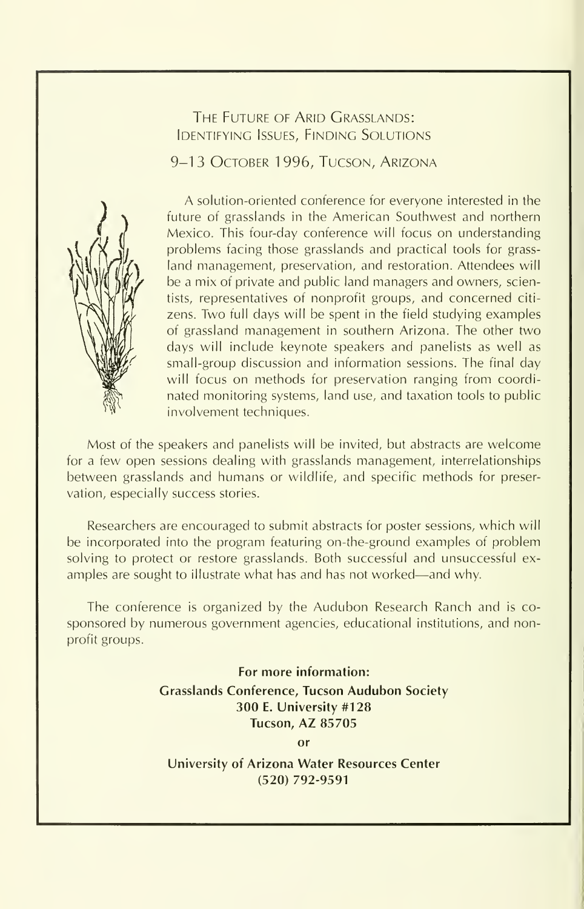## The Future of Arid Grasslands: Identifying Issues, Finding Solutions

### 9–13 October 1996, Tucson, Arizona

A solution-oriented conference for everyone interested in the future of grasslands in the American Southwest and northern Mexico. This four-day conference will focus on understanding problems facing those grasslands and practical tools for grassland management, preservation, and restoration. Attendees will be a mix of private and public land managers and owners, scientists, representatives of nonprofit groups, and concerned citizens. Two full days will be spent in the field studying examples of grassland management in southern Arizona. The other two days will include keynote speakers and panelists as well as small-group discussion and information sessions. The final day will focus on methods for preservation ranging from coordinated monitoring systems, land use, and taxation tools to public involvement techniques.

Most of the speakers and panelists will be invited, but abstracts are welcome for a few open sessions dealing with grasslands management, interrelationships between grasslands and humans or wildlife, and specific methods for preservation, especially success stories.

Researchers are encouraged to submit abstracts for poster sessions, which will be incorporated into the program featuring on-the-ground examples of problem solving to protect or restore grasslands. Both successful and unsuccessful examples are sought to illustrate what has and has not worked—and why.

The conference is organized by the Audubon Research Ranch and is cosponsored by numerous government agencies, educational institutions, and nonprofit groups.

**For more information:**
**Grasslands Conference, Tucson Audubon Society**
**300 E. University #128**
**Tucson, AZ 85705**

**or**

**University of Arizona Water Resources Center**
**(520) 792-9591**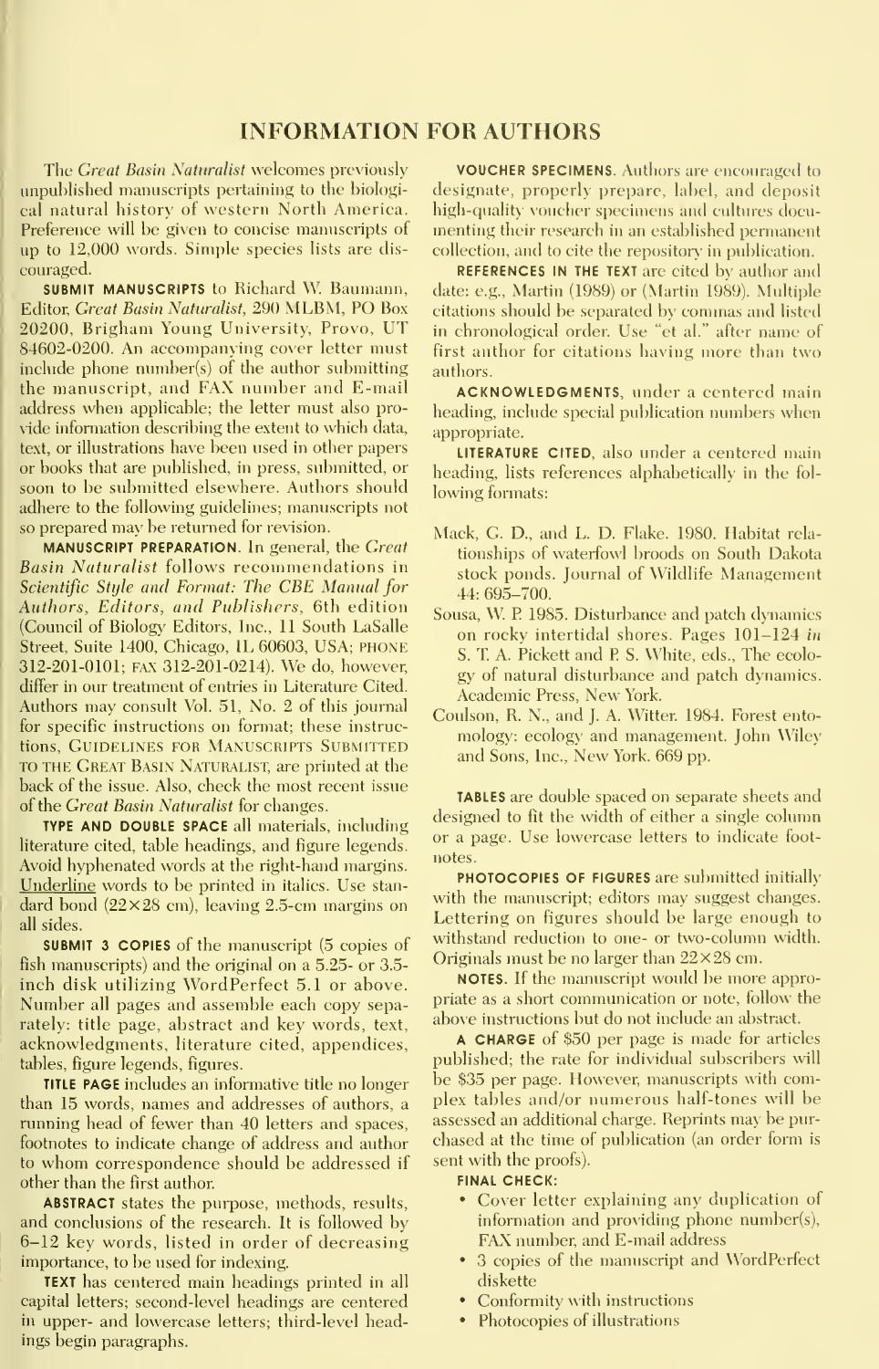# INFORMATION FOR AUTHORS

The *Great Basin Naturalist* welcomes previously unpublished manuscripts pertaining to the biological natural history of western North America. Preference will be given to concise manuscripts of up to 12,000 words. Simple species lists are discouraged.

**SUBMIT MANUSCRIPTS** to Richard W. Baumann, Editor, *Great Basin Naturalist*, 290 MLBM, PO Box 20200, Brigham Young University, Provo, UT 84602-0200. An accompanying cover letter must include phone number(s) of the author submitting the manuscript, and FAX number and E-mail address when applicable; the letter must also provide information describing the extent to which data, text, or illustrations have been used in other papers or books that are published, in press, submitted, or soon to be submitted elsewhere. Authors should adhere to the following guidelines; manuscripts not so prepared may be returned for revision.

**MANUSCRIPT PREPARATION.** In general, the *Great Basin Naturalist* follows recommendations in *Scientific Style and Format: The CBE Manual for Authors, Editors, and Publishers*, 6th edition (Council of Biology Editors, Inc., 11 South LaSalle Street, Suite 1400, Chicago, IL 60603, USA; PHONE 312-201-0101; FAX 312-201-0214). We do, however, differ in our treatment of entries in Literature Cited. Authors may consult Vol. 51, No. 2 of this journal for specific instructions on format; these instructions, GUIDELINES FOR MANUSCRIPTS SUBMITTED TO THE GREAT BASIN NATURALIST, are printed at the back of the issue. Also, check the most recent issue of the *Great Basin Naturalist* for changes.

**TYPE AND DOUBLE SPACE** all materials, including literature cited, table headings, and figure legends. Avoid hyphenated words at the right-hand margins. Underline words to be printed in italics. Use standard bond (22×28 cm), leaving 2.5-cm margins on all sides.

**SUBMIT 3 COPIES** of the manuscript (5 copies of fish manuscripts) and the original on a 5.25- or 3.5-inch disk utilizing WordPerfect 5.1 or above. Number all pages and assemble each copy separately: title page, abstract and key words, text, acknowledgments, literature cited, appendices, tables, figure legends, figures.

**TITLE PAGE** includes an informative title no longer than 15 words, names and addresses of authors, a running head of fewer than 40 letters and spaces, footnotes to indicate change of address and author to whom correspondence should be addressed if other than the first author.

**ABSTRACT** states the purpose, methods, results, and conclusions of the research. It is followed by 6–12 key words, listed in order of decreasing importance, to be used for indexing.

**TEXT** has centered main headings printed in all capital letters; second-level headings are centered in upper- and lowercase letters; third-level headings begin paragraphs.

**VOUCHER SPECIMENS.** Authors are encouraged to designate, properly prepare, label, and deposit high-quality voucher specimens and cultures documenting their research in an established permanent collection, and to cite the repository in publication.

**REFERENCES IN THE TEXT** are cited by author and date: e.g., Martin (1989) or (Martin 1989). Multiple citations should be separated by commas and listed in chronological order. Use "et al." after name of first author for citations having more than two authors.

**ACKNOWLEDGMENTS**, under a centered main heading, include special publication numbers when appropriate.

**LITERATURE CITED**, also under a centered main heading, lists references alphabetically in the following formats:

Mack, G. D., and L. D. Flake. 1980. Habitat relationships of waterfowl broods on South Dakota stock ponds. Journal of Wildlife Management 44: 695–700.

Sousa, W. P. 1985. Disturbance and patch dynamics on rocky intertidal shores. Pages 101–124 *in* S. T. A. Pickett and P. S. White, eds., The ecology of natural disturbance and patch dynamics. Academic Press, New York.

Coulson, R. N., and J. A. Witter. 1984. Forest entomology: ecology and management. John Wiley and Sons, Inc., New York. 669 pp.

**TABLES** are double spaced on separate sheets and designed to fit the width of either a single column or a page. Use lowercase letters to indicate footnotes.

**PHOTOCOPIES OF FIGURES** are submitted initially with the manuscript; editors may suggest changes. Lettering on figures should be large enough to withstand reduction to one- or two-column width. Originals must be no larger than 22×28 cm.

**NOTES.** If the manuscript would be more appropriate as a short communication or note, follow the above instructions but do not include an abstract.

**A CHARGE** of $50 per page is made for articles published; the rate for individual subscribers will be $35 per page. However, manuscripts with complex tables and/or numerous half-tones will be assessed an additional charge. Reprints may be purchased at the time of publication (an order form is sent with the proofs).

**FINAL CHECK:**

- Cover letter explaining any duplication of information and providing phone number(s), FAX number, and E-mail address
- 3 copies of the manuscript and WordPerfect diskette
- Conformity with instructions
- Photocopies of illustrations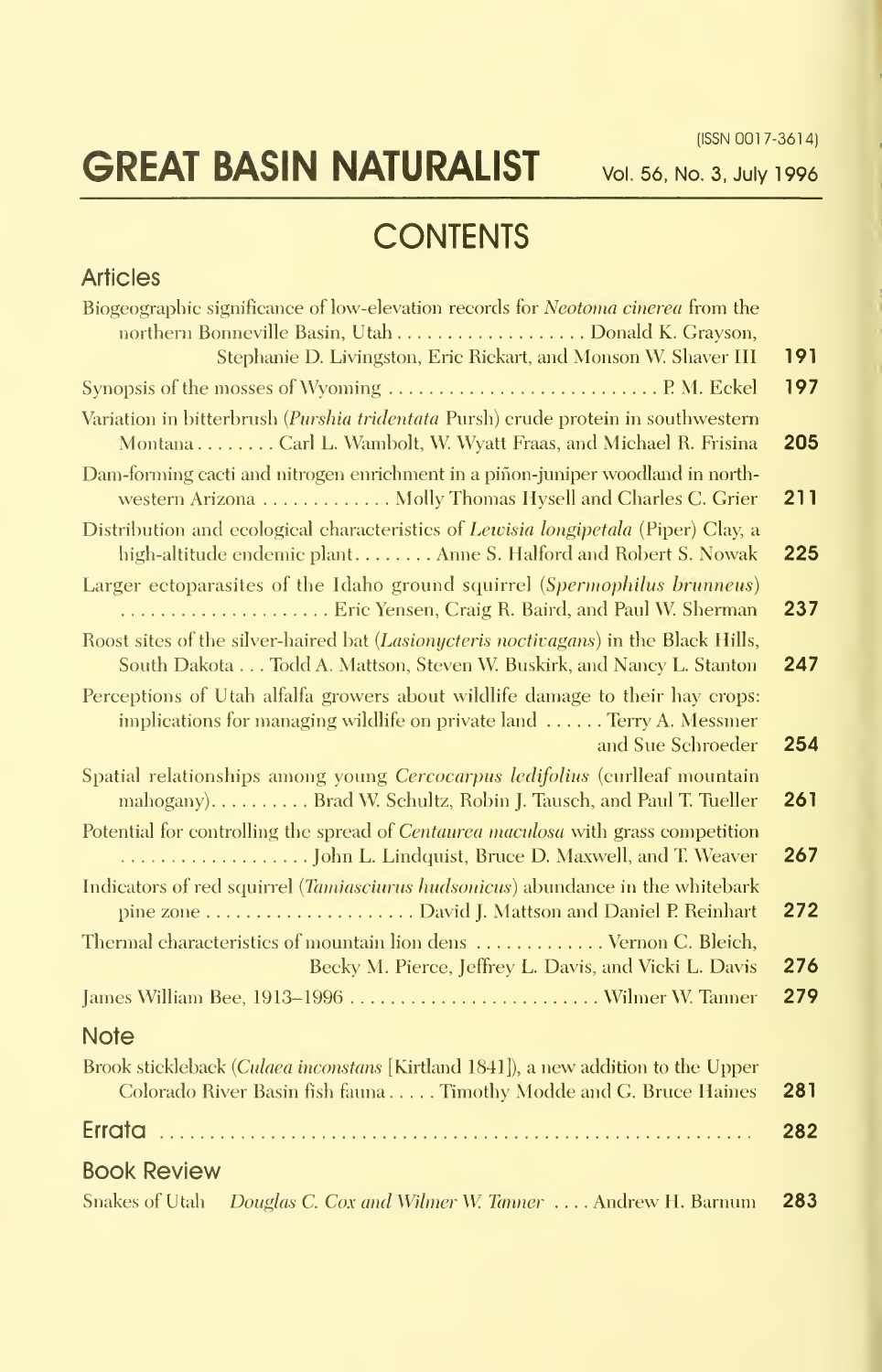(ISSN 0017-3614)

# GREAT BASIN NATURALIST

Vol. 56, No. 3, July 1996

## CONTENTS

### Articles

Biogeographic significance of low-elevation records for *Neotoma cinerea* from the northern Bonneville Basin, Utah . . . . . . . . . . . . . . . . . . . Donald K. Grayson, Stephanie D. Livingston, Eric Rickart, and Monson W. Shaver III 191

Synopsis of the mosses of Wyoming . . . . . . . . . . . . . . . . . . . . . . . . . . . . P. M. Eckel 197

Variation in bitterbrush (*Purshia tridentata* Pursh) crude protein in southwestern Montana . . . . . . . . Carl L. Wambolt, W. Wyatt Fraas, and Michael R. Frisina 205

Dam-forming cacti and nitrogen enrichment in a piñon-juniper woodland in northwestern Arizona . . . . . . . . . . . . . Molly Thomas Hysell and Charles C. Grier 211

Distribution and ecological characteristics of *Lewisia longipetala* (Piper) Clay, a high-altitude endemic plant. . . . . . . . Anne S. Halford and Robert S. Nowak 225

Larger ectoparasites of the Idaho ground squirrel (*Spermophilus brunneus*) . . . . . . . . . . . . . . . . . . . . Eric Yensen, Craig R. Baird, and Paul W. Sherman 237

Roost sites of the silver-haired bat (*Lasionycteris noctivagans*) in the Black Hills, South Dakota . . . Todd A. Mattson, Steven W. Buskirk, and Nancy L. Stanton 247

Perceptions of Utah alfalfa growers about wildlife damage to their hay crops: implications for managing wildlife on private land . . . . . . Terry A. Messmer and Sue Schroeder 254

Spatial relationships among young *Cercocarpus ledifolius* (curlleaf mountain mahogany). . . . . . . . . . Brad W. Schultz, Robin J. Tausch, and Paul T. Tueller 261

Potential for controlling the spread of *Centaurea maculosa* with grass competition . . . . . . . . . . . . . . . . . . John L. Lindquist, Bruce D. Maxwell, and T. Weaver 267

Indicators of red squirrel (*Tamiasciurus hudsonicus*) abundance in the whitebark pine zone . . . . . . . . . . . . . . . . . . . . . David J. Mattson and Daniel P. Reinhart 272

Thermal characteristics of mountain lion dens . . . . . . . . . . . . . Vernon C. Bleich, Becky M. Pierce, Jeffrey L. Davis, and Vicki L. Davis 276

James William Bee, 1913–1996 . . . . . . . . . . . . . . . . . . . . . . . . . Wilmer W. Tanner 279

### Note

Brook stickleback (*Culaea inconstans* [Kirtland 1841]), a new addition to the Upper Colorado River Basin fish fauna . . . . . Timothy Modde and G. Bruce Haines 281

### Errata . . . . . . . . . . . . . . . . . . . . . . . . . . . . . . . . . . . . . . . . . . . . . . . . . . . . . . . . . . . 282

### Book Review

Snakes of Utah *Douglas C. Cox and Wilmer W. Tanner* . . . . Andrew H. Barnum 283